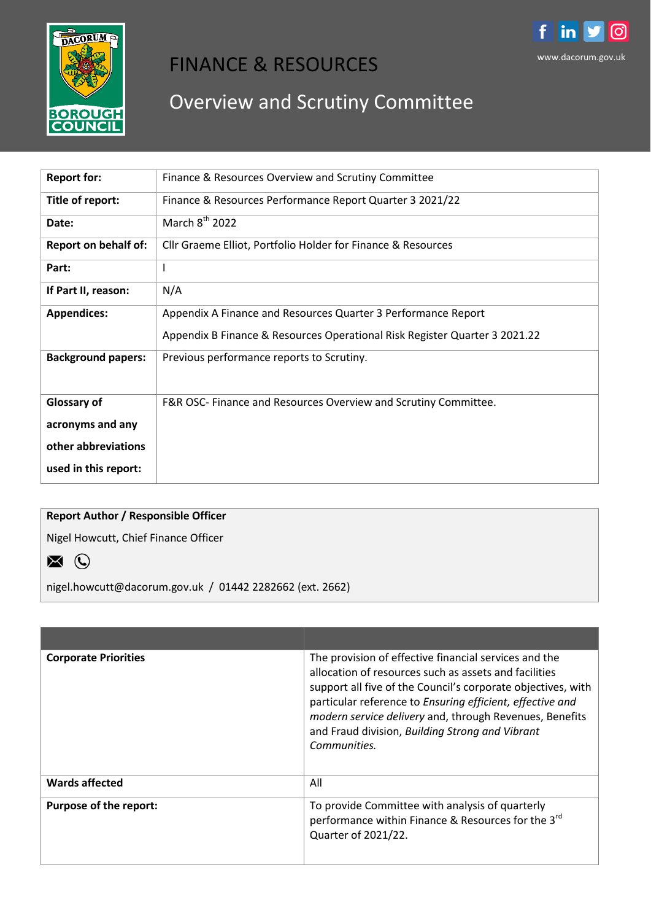# FINANCE & RESOURCES

## Overview and Scrutiny Committee

www.dacorum.gov.uk

| | |
|---|---|
| **Report for:** | Finance & Resources Overview and Scrutiny Committee |
| **Title of report:** | Finance & Resources Performance Report Quarter 3 2021/22 |
| **Date:** | March 8th 2022 |
| **Report on behalf of:** | Cllr Graeme Elliot, Portfolio Holder for Finance & Resources |
| **Part:** | I |
| **If Part II, reason:** | N/A |
| **Appendices:** | Appendix A Finance and Resources Quarter 3 Performance Report<br>Appendix B Finance & Resources Operational Risk Register Quarter 3 2021.22 |
| **Background papers:** | Previous performance reports to Scrutiny. |
| **Glossary of acronyms and any other abbreviations used in this report:** | F&R OSC- Finance and Resources Overview and Scrutiny Committee. |

**Report Author / Responsible Officer**

Nigel Howcutt, Chief Finance Officer

nigel.howcutt@dacorum.gov.uk / 01442 2282662 (ext. 2662)

| | |
|---|---|
| **Corporate Priorities** | The provision of effective financial services and the allocation of resources such as assets and facilities support all five of the Council's corporate objectives, with particular reference to *Ensuring efficient, effective and modern service delivery* and, through Revenues, Benefits and Fraud division, *Building Strong and Vibrant Communities.* |
| **Wards affected** | All |
| **Purpose of the report:** | To provide Committee with analysis of quarterly performance within Finance & Resources for the 3rd Quarter of 2021/22. |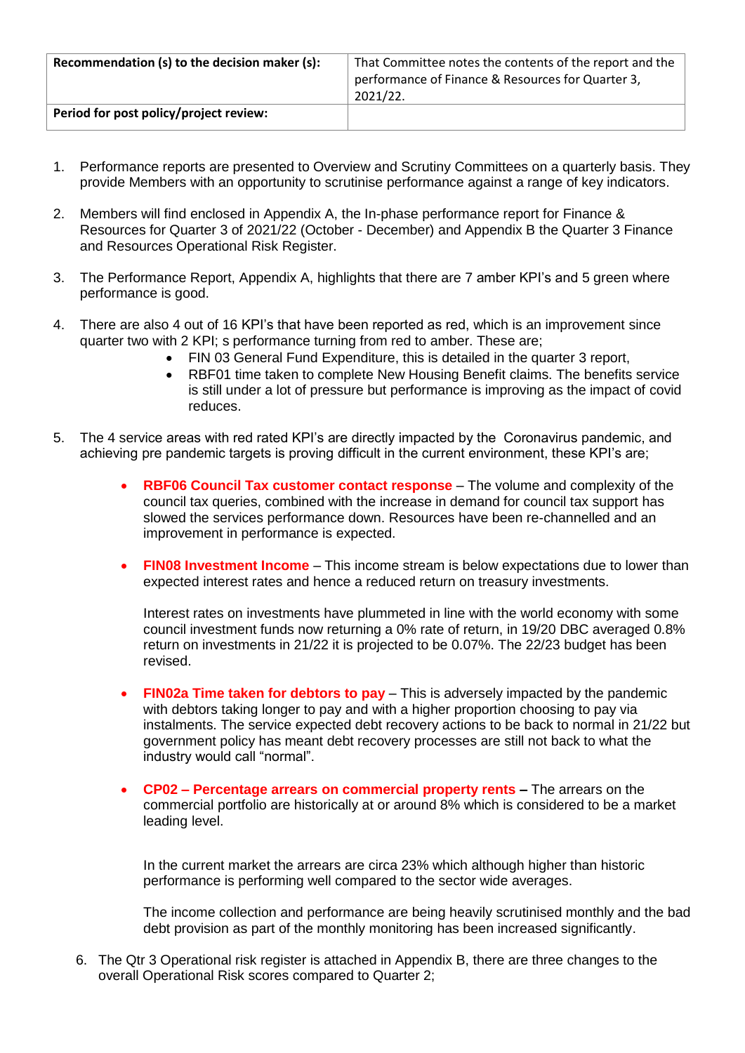| Recommendation (s) to the decision maker (s): | That Committee notes the contents of the report and the performance of Finance & Resources for Quarter 3, 2021/22. |
|---|---|
| **Period for post policy/project review:** | |

1. Performance reports are presented to Overview and Scrutiny Committees on a quarterly basis. They provide Members with an opportunity to scrutinise performance against a range of key indicators.

2. Members will find enclosed in Appendix A, the In-phase performance report for Finance & Resources for Quarter 3 of 2021/22 (October - December) and Appendix B the Quarter 3 Finance and Resources Operational Risk Register.

3. The Performance Report, Appendix A, highlights that there are 7 amber KPI's and 5 green where performance is good.

4. There are also 4 out of 16 KPI's that have been reported as red, which is an improvement since quarter two with 2 KPI; s performance turning from red to amber. These are;
   - FIN 03 General Fund Expenditure, this is detailed in the quarter 3 report,
   - RBF01 time taken to complete New Housing Benefit claims. The benefits service is still under a lot of pressure but performance is improving as the impact of covid reduces.

5. The 4 service areas with red rated KPI's are directly impacted by the Coronavirus pandemic, and achieving pre pandemic targets is proving difficult in the current environment, these KPI's are;

   - **RBF06 Council Tax customer contact response** – The volume and complexity of the council tax queries, combined with the increase in demand for council tax support has slowed the services performance down. Resources have been re-channelled and an improvement in performance is expected.

   - **FIN08 Investment Income** – This income stream is below expectations due to lower than expected interest rates and hence a reduced return on treasury investments.

     Interest rates on investments have plummeted in line with the world economy with some council investment funds now returning a 0% rate of return, in 19/20 DBC averaged 0.8% return on investments in 21/22 it is projected to be 0.07%. The 22/23 budget has been revised.

   - **FIN02a Time taken for debtors to pay** – This is adversely impacted by the pandemic with debtors taking longer to pay and with a higher proportion choosing to pay via instalments. The service expected debt recovery actions to be back to normal in 21/22 but government policy has meant debt recovery processes are still not back to what the industry would call "normal".

   - **CP02 – Percentage arrears on commercial property rents –** The arrears on the commercial portfolio are historically at or around 8% which is considered to be a market leading level.

     In the current market the arrears are circa 23% which although higher than historic performance is performing well compared to the sector wide averages.

     The income collection and performance are being heavily scrutinised monthly and the bad debt provision as part of the monthly monitoring has been increased significantly.

6. The Qtr 3 Operational risk register is attached in Appendix B, there are three changes to the overall Operational Risk scores compared to Quarter 2;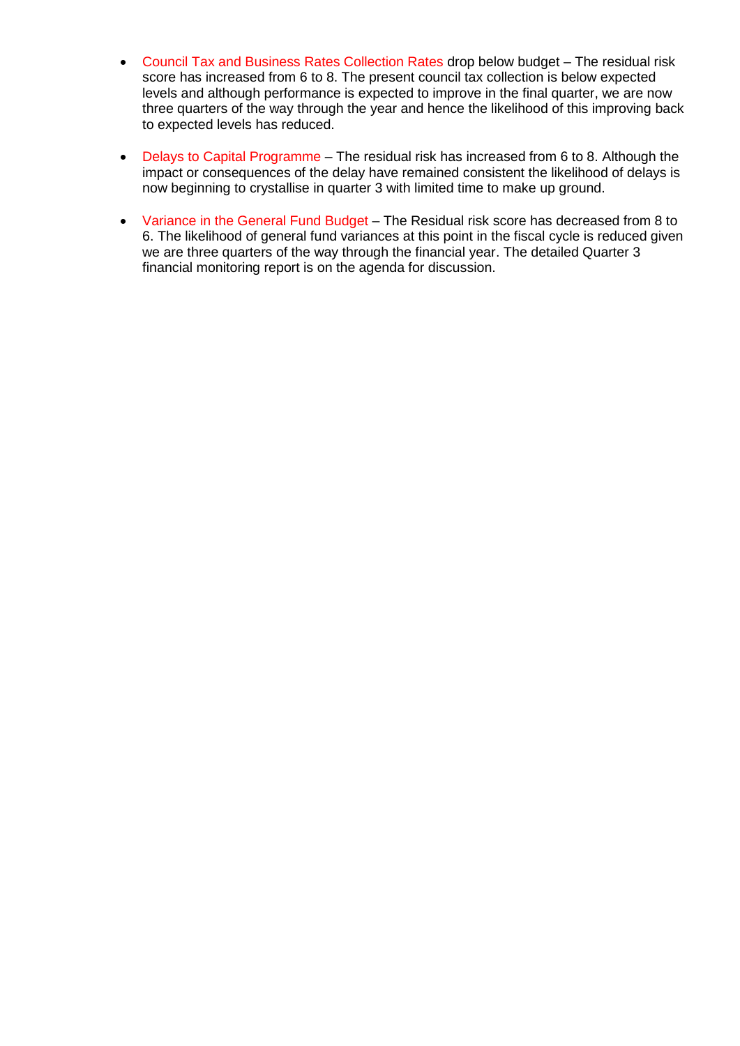- Council Tax and Business Rates Collection Rates drop below budget – The residual risk score has increased from 6 to 8. The present council tax collection is below expected levels and although performance is expected to improve in the final quarter, we are now three quarters of the way through the year and hence the likelihood of this improving back to expected levels has reduced.

- Delays to Capital Programme – The residual risk has increased from 6 to 8. Although the impact or consequences of the delay have remained consistent the likelihood of delays is now beginning to crystallise in quarter 3 with limited time to make up ground.

- Variance in the General Fund Budget – The Residual risk score has decreased from 8 to 6. The likelihood of general fund variances at this point in the fiscal cycle is reduced given we are three quarters of the way through the financial year. The detailed Quarter 3 financial monitoring report is on the agenda for discussion.